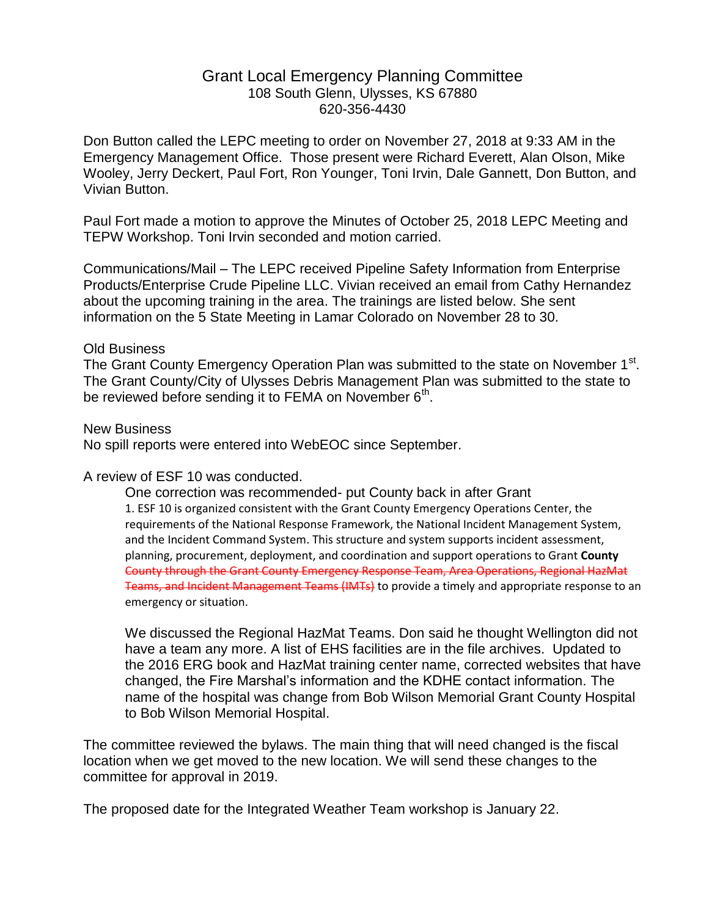# Grant Local Emergency Planning Committee

108 South Glenn, Ulysses, KS 67880
620-356-4430

Don Button called the LEPC meeting to order on November 27, 2018 at 9:33 AM in the Emergency Management Office. Those present were Richard Everett, Alan Olson, Mike Wooley, Jerry Deckert, Paul Fort, Ron Younger, Toni Irvin, Dale Gannett, Don Button, and Vivian Button.

Paul Fort made a motion to approve the Minutes of October 25, 2018 LEPC Meeting and TEPW Workshop. Toni Irvin seconded and motion carried.

Communications/Mail – The LEPC received Pipeline Safety Information from Enterprise Products/Enterprise Crude Pipeline LLC. Vivian received an email from Cathy Hernandez about the upcoming training in the area. The trainings are listed below. She sent information on the 5 State Meeting in Lamar Colorado on November 28 to 30.

Old Business

The Grant County Emergency Operation Plan was submitted to the state on November 1st. The Grant County/City of Ulysses Debris Management Plan was submitted to the state to be reviewed before sending it to FEMA on November 6th.

New Business

No spill reports were entered into WebEOC since September.

A review of ESF 10 was conducted.

> One correction was recommended- put County back in after Grant
>
> 1. ESF 10 is organized consistent with the Grant County Emergency Operations Center, the requirements of the National Response Framework, the National Incident Management System, and the Incident Command System. This structure and system supports incident assessment, planning, procurement, deployment, and coordination and support operations to Grant **County** ~~County through the Grant County Emergency Response Team, Area Operations, Regional HazMat Teams, and Incident Management Teams (IMTs)~~ to provide a timely and appropriate response to an emergency or situation.
>
> We discussed the Regional HazMat Teams. Don said he thought Wellington did not have a team any more. A list of EHS facilities are in the file archives. Updated to the 2016 ERG book and HazMat training center name, corrected websites that have changed, the Fire Marshal's information and the KDHE contact information. The name of the hospital was change from Bob Wilson Memorial Grant County Hospital to Bob Wilson Memorial Hospital.

The committee reviewed the bylaws. The main thing that will need changed is the fiscal location when we get moved to the new location. We will send these changes to the committee for approval in 2019.

The proposed date for the Integrated Weather Team workshop is January 22.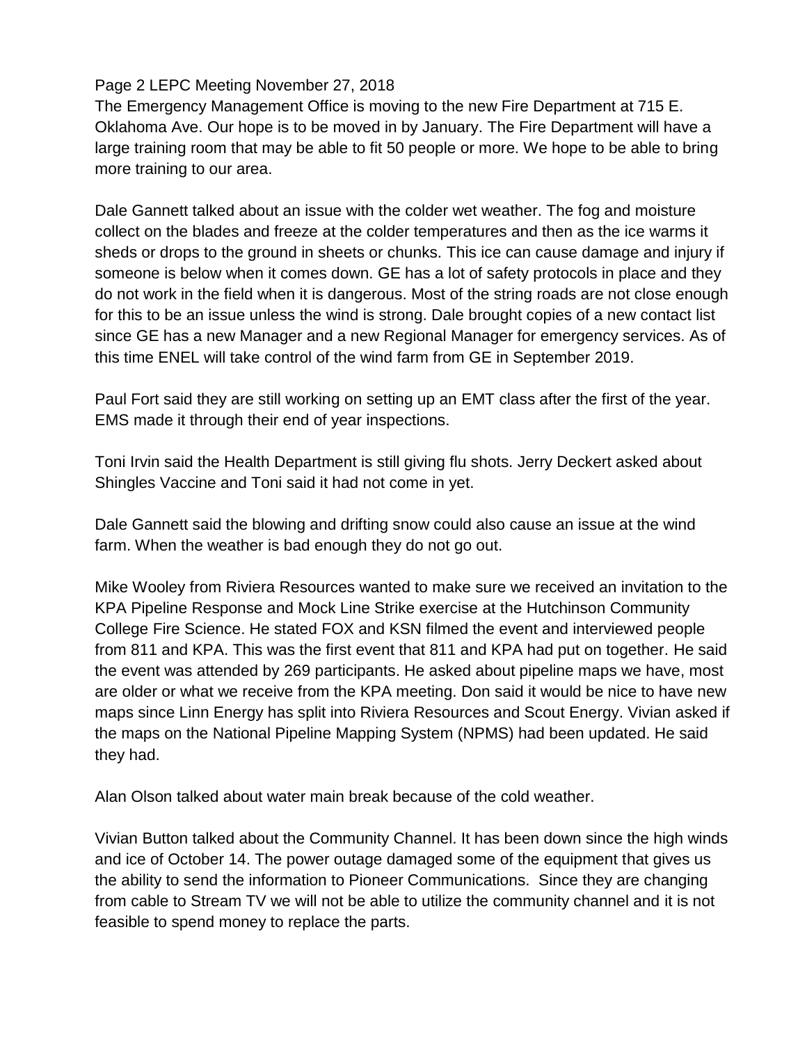Page 2 LEPC Meeting November 27, 2018

The Emergency Management Office is moving to the new Fire Department at 715 E. Oklahoma Ave. Our hope is to be moved in by January. The Fire Department will have a large training room that may be able to fit 50 people or more. We hope to be able to bring more training to our area.

Dale Gannett talked about an issue with the colder wet weather. The fog and moisture collect on the blades and freeze at the colder temperatures and then as the ice warms it sheds or drops to the ground in sheets or chunks. This ice can cause damage and injury if someone is below when it comes down. GE has a lot of safety protocols in place and they do not work in the field when it is dangerous. Most of the string roads are not close enough for this to be an issue unless the wind is strong. Dale brought copies of a new contact list since GE has a new Manager and a new Regional Manager for emergency services. As of this time ENEL will take control of the wind farm from GE in September 2019.

Paul Fort said they are still working on setting up an EMT class after the first of the year. EMS made it through their end of year inspections.

Toni Irvin said the Health Department is still giving flu shots. Jerry Deckert asked about Shingles Vaccine and Toni said it had not come in yet.

Dale Gannett said the blowing and drifting snow could also cause an issue at the wind farm. When the weather is bad enough they do not go out.

Mike Wooley from Riviera Resources wanted to make sure we received an invitation to the KPA Pipeline Response and Mock Line Strike exercise at the Hutchinson Community College Fire Science. He stated FOX and KSN filmed the event and interviewed people from 811 and KPA. This was the first event that 811 and KPA had put on together. He said the event was attended by 269 participants. He asked about pipeline maps we have, most are older or what we receive from the KPA meeting. Don said it would be nice to have new maps since Linn Energy has split into Riviera Resources and Scout Energy. Vivian asked if the maps on the National Pipeline Mapping System (NPMS) had been updated. He said they had.

Alan Olson talked about water main break because of the cold weather.

Vivian Button talked about the Community Channel. It has been down since the high winds and ice of October 14. The power outage damaged some of the equipment that gives us the ability to send the information to Pioneer Communications. Since they are changing from cable to Stream TV we will not be able to utilize the community channel and it is not feasible to spend money to replace the parts.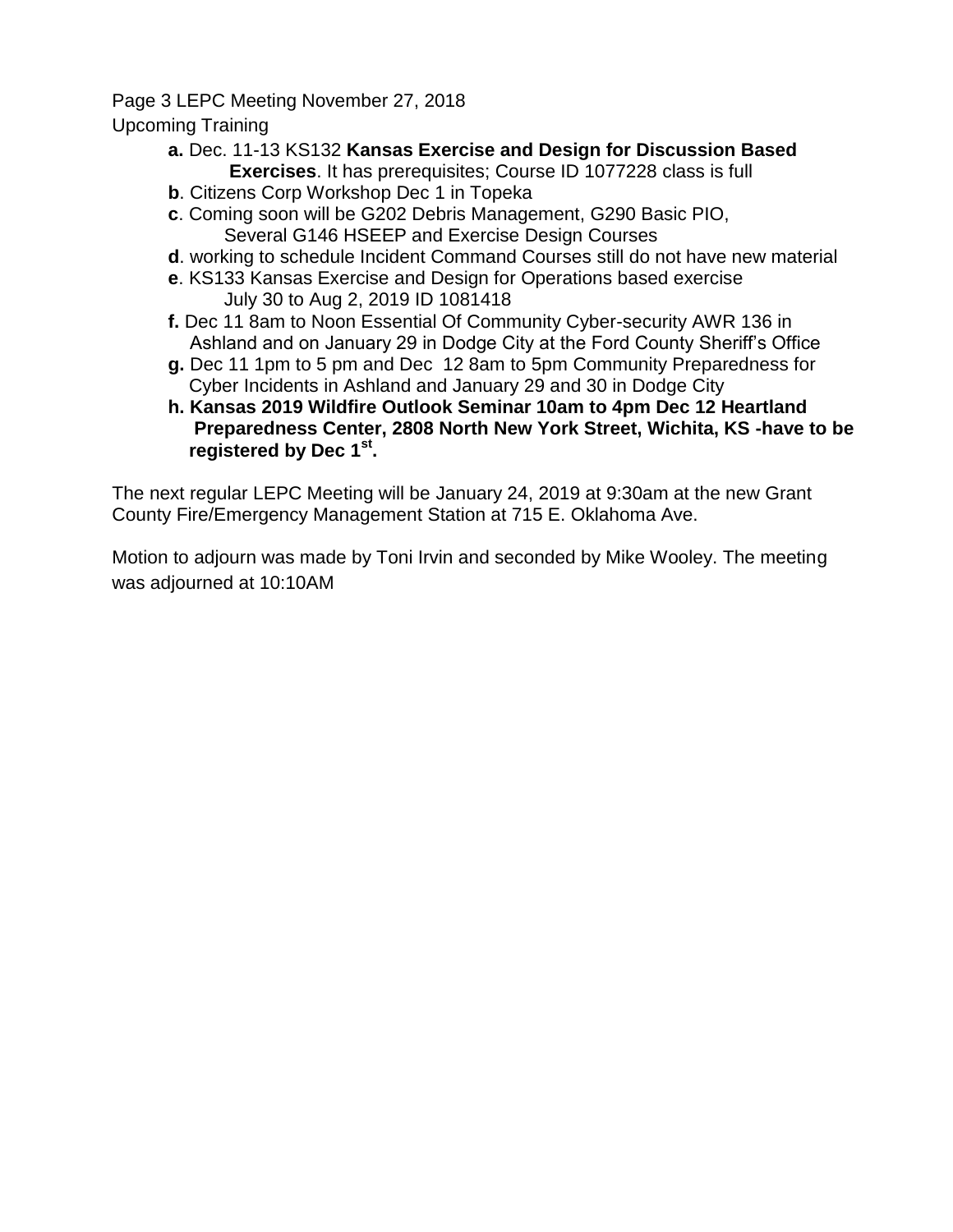Page 3 LEPC Meeting November 27, 2018

Upcoming Training

- **a.** Dec. 11-13 KS132 **Kansas Exercise and Design for Discussion Based Exercises**. It has prerequisites; Course ID 1077228 class is full
- **b**. Citizens Corp Workshop Dec 1 in Topeka
- **c**. Coming soon will be G202 Debris Management, G290 Basic PIO, Several G146 HSEEP and Exercise Design Courses
- **d**. working to schedule Incident Command Courses still do not have new material
- **e**. KS133 Kansas Exercise and Design for Operations based exercise July 30 to Aug 2, 2019 ID 1081418
- **f.** Dec 11 8am to Noon Essential Of Community Cyber-security AWR 136 in Ashland and on January 29 in Dodge City at the Ford County Sheriff's Office
- **g.** Dec 11 1pm to 5 pm and Dec 12 8am to 5pm Community Preparedness for Cyber Incidents in Ashland and January 29 and 30 in Dodge City
- **h. Kansas 2019 Wildfire Outlook Seminar 10am to 4pm Dec 12 Heartland Preparedness Center, 2808 North New York Street, Wichita, KS -have to be registered by Dec 1st.**

The next regular LEPC Meeting will be January 24, 2019 at 9:30am at the new Grant County Fire/Emergency Management Station at 715 E. Oklahoma Ave.

Motion to adjourn was made by Toni Irvin and seconded by Mike Wooley. The meeting was adjourned at 10:10AM